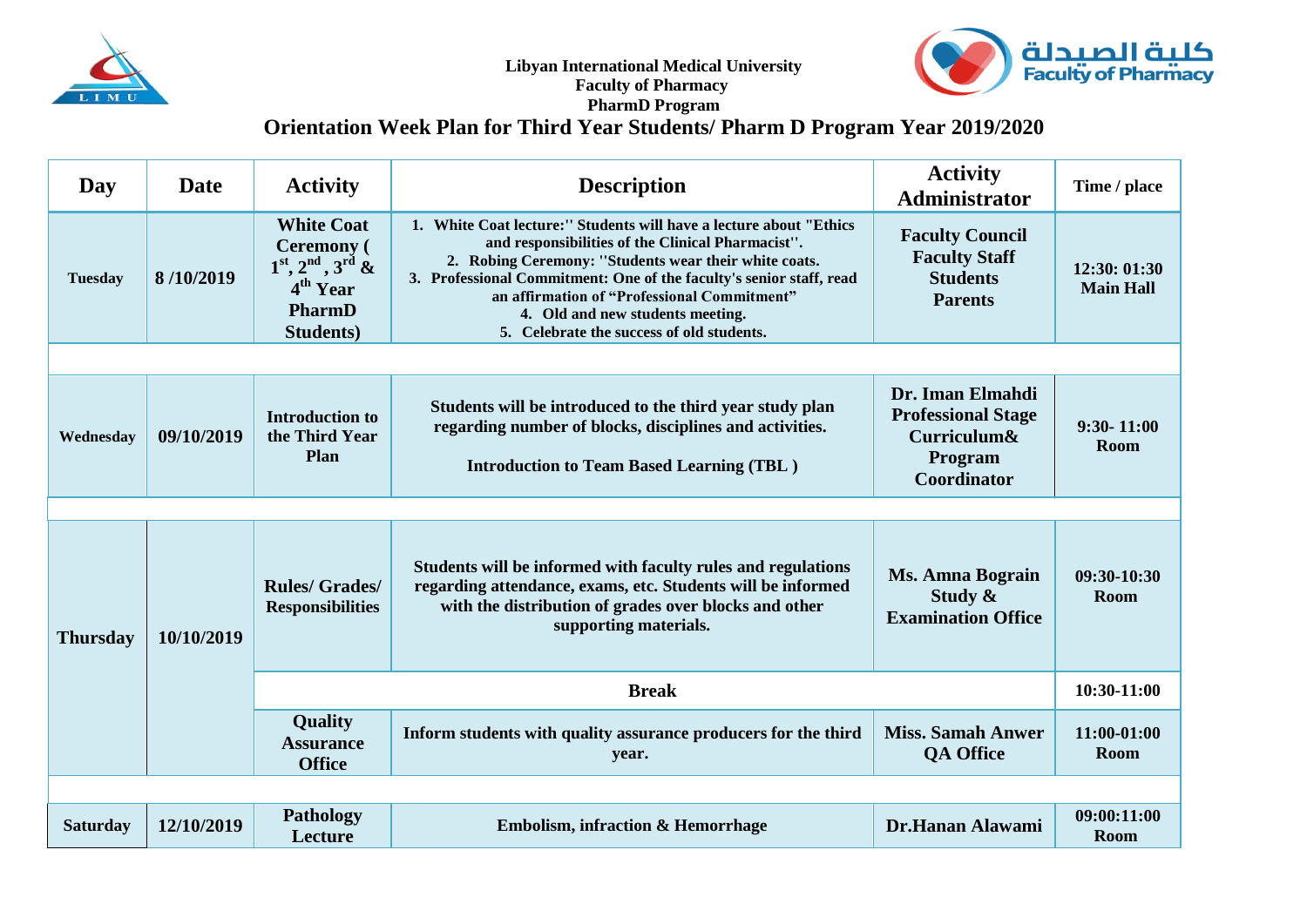Libyan International Medical University

Faculty of Pharmacy

PharmD Program

كلية الصيدلة Faculty of Pharmacy

# Orientation Week Plan for Third Year Students/ Pharm D Program Year 2019/2020

| Day | Date | Activity | Description | Activity Administrator | Time / place |
|---|---|---|---|---|---|
| Tuesday | 8 /10/2019 | White Coat Ceremony ( 1st, 2nd, 3rd & 4th Year PharmD Students) | 1. White Coat lecture:'' Students will have a lecture about "Ethics and responsibilities of the Clinical Pharmacist''. 2. Robing Ceremony: ''Students wear their white coats. 3. Professional Commitment: One of the faculty's senior staff, read an affirmation of "Professional Commitment" 4. Old and new students meeting. 5. Celebrate the success of old students. | Faculty Council Faculty Staff Students Parents | 12:30: 01:30 Main Hall |
| | | | | | |
| Wednesday | 09/10/2019 | Introduction to the Third Year Plan | Students will be introduced to the third year study plan regarding number of blocks, disciplines and activities. Introduction to Team Based Learning (TBL ) | Dr. Iman Elmahdi Professional Stage Curriculum& Program Coordinator | 9:30- 11:00 Room |
| | | | | | |
| Thursday | 10/10/2019 | Rules/ Grades/ Responsibilities | Students will be informed with faculty rules and regulations regarding attendance, exams, etc. Students will be informed with the distribution of grades over blocks and other supporting materials. | Ms. Amna Bograin Study & Examination Office | 09:30-10:30 Room |
| | | Break | | | 10:30-11:00 |
| | | Quality Assurance Office | Inform students with quality assurance producers for the third year. | Miss. Samah Anwer QA Office | 11:00-01:00 Room |
| | | | | | |
| Saturday | 12/10/2019 | Pathology Lecture | Embolism, infraction & Hemorrhage | Dr.Hanan Alawami | 09:00:11:00 Room |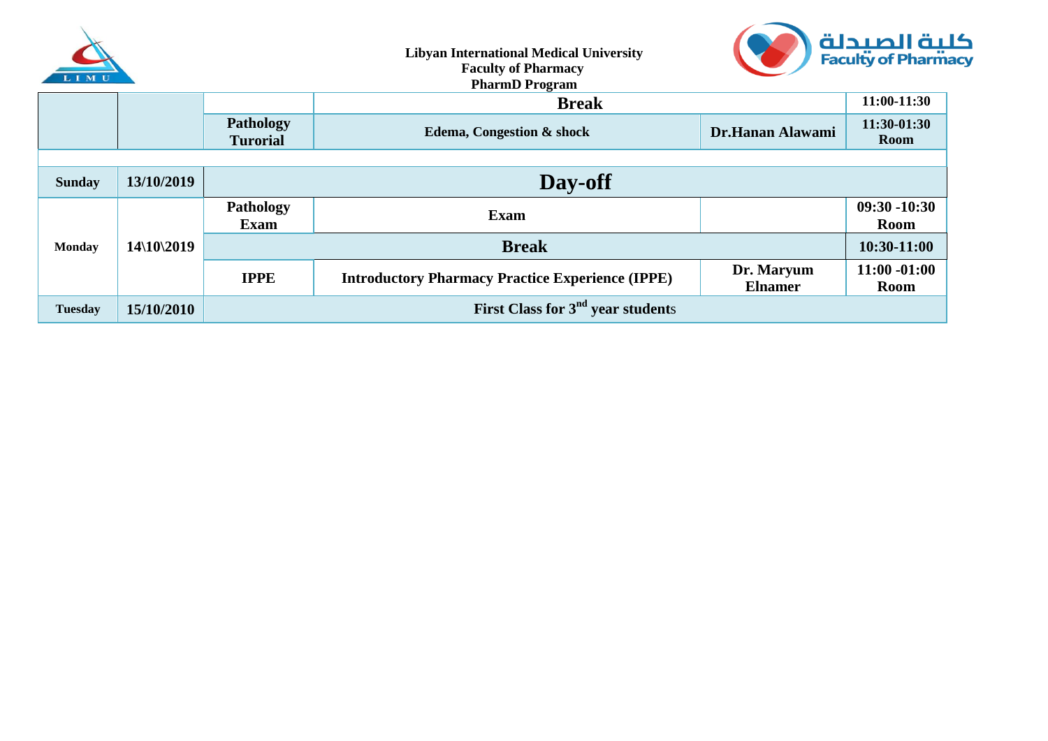Libyan International Medical University
Faculty of Pharmacy
PharmD Program

| | | | | | |
|---|---|---|---|---|---|
| | | | Break | | 11:00-11:30 |
| | | Pathology Turorial | Edema, Congestion & shock | Dr.Hanan Alawami | 11:30-01:30 Room |
| | | | | | |
| Sunday | 13/10/2019 | Day-off | | | |
| Monday | 14\10\2019 | Pathology Exam | Exam | | 09:30 -10:30 Room |
| | | Break | | | 10:30-11:00 |
| | | IPPE | Introductory Pharmacy Practice Experience (IPPE) | Dr. Maryum Elnamer | 11:00 -01:00 Room |
| Tuesday | 15/10/2010 | First Class for 3rd year students | | | |